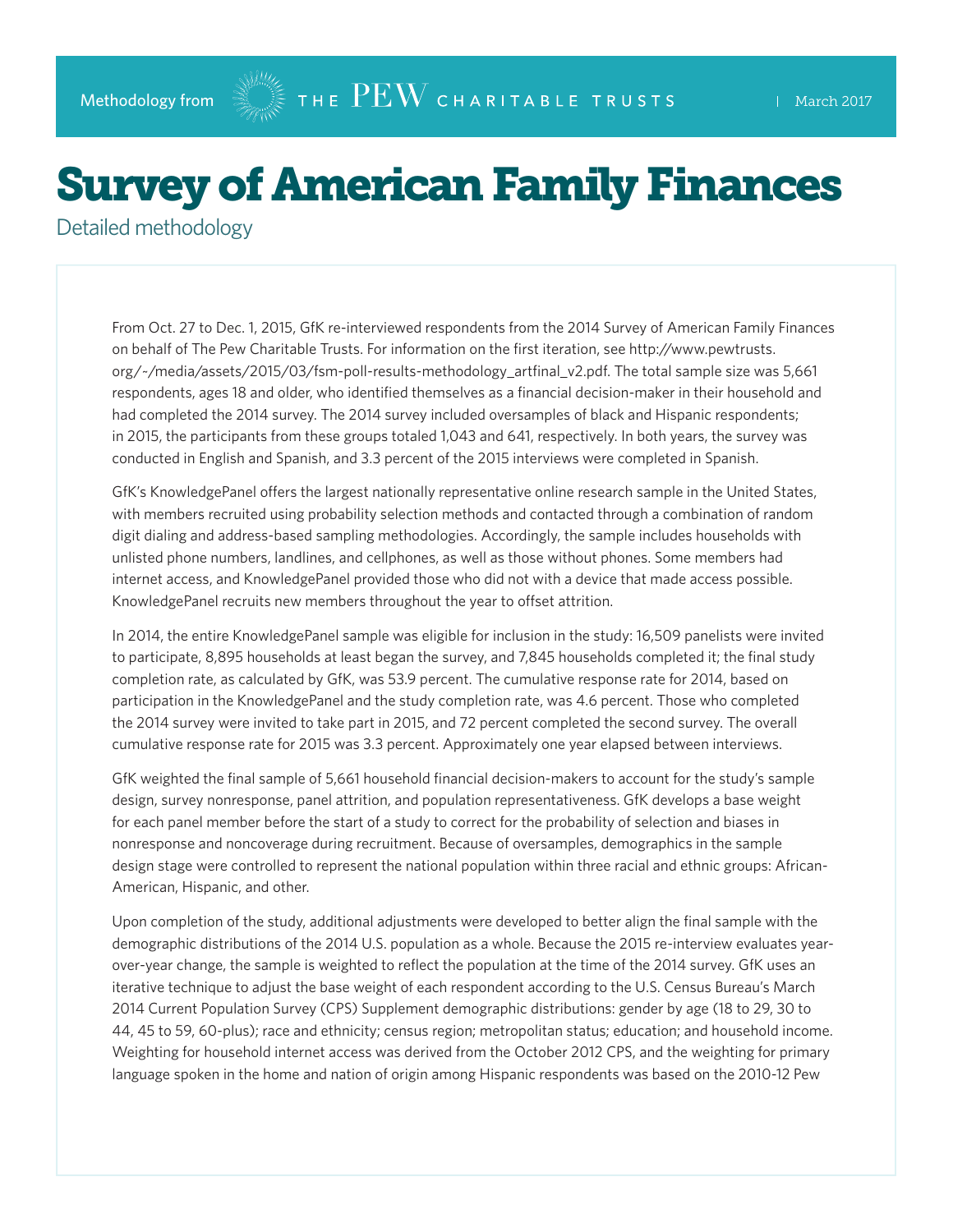Methodology from THE PEW CHARITABLE TRUSTS | March 2017

# Survey of American Family Finances

## Detailed methodology

From Oct. 27 to Dec. 1, 2015, GfK re-interviewed respondents from the 2014 Survey of American Family Finances on behalf of The Pew Charitable Trusts. For information on the first iteration, see http://www.pewtrusts.org/~/media/assets/2015/03/fsm-poll-results-methodology_artfinal_v2.pdf. The total sample size was 5,661 respondents, ages 18 and older, who identified themselves as a financial decision-maker in their household and had completed the 2014 survey. The 2014 survey included oversamples of black and Hispanic respondents; in 2015, the participants from these groups totaled 1,043 and 641, respectively. In both years, the survey was conducted in English and Spanish, and 3.3 percent of the 2015 interviews were completed in Spanish.

GfK's KnowledgePanel offers the largest nationally representative online research sample in the United States, with members recruited using probability selection methods and contacted through a combination of random digit dialing and address-based sampling methodologies. Accordingly, the sample includes households with unlisted phone numbers, landlines, and cellphones, as well as those without phones. Some members had internet access, and KnowledgePanel provided those who did not with a device that made access possible. KnowledgePanel recruits new members throughout the year to offset attrition.

In 2014, the entire KnowledgePanel sample was eligible for inclusion in the study: 16,509 panelists were invited to participate, 8,895 households at least began the survey, and 7,845 households completed it; the final study completion rate, as calculated by GfK, was 53.9 percent. The cumulative response rate for 2014, based on participation in the KnowledgePanel and the study completion rate, was 4.6 percent. Those who completed the 2014 survey were invited to take part in 2015, and 72 percent completed the second survey. The overall cumulative response rate for 2015 was 3.3 percent. Approximately one year elapsed between interviews.

GfK weighted the final sample of 5,661 household financial decision-makers to account for the study's sample design, survey nonresponse, panel attrition, and population representativeness. GfK develops a base weight for each panel member before the start of a study to correct for the probability of selection and biases in nonresponse and noncoverage during recruitment. Because of oversamples, demographics in the sample design stage were controlled to represent the national population within three racial and ethnic groups: African-American, Hispanic, and other.

Upon completion of the study, additional adjustments were developed to better align the final sample with the demographic distributions of the 2014 U.S. population as a whole. Because the 2015 re-interview evaluates year-over-year change, the sample is weighted to reflect the population at the time of the 2014 survey. GfK uses an iterative technique to adjust the base weight of each respondent according to the U.S. Census Bureau's March 2014 Current Population Survey (CPS) Supplement demographic distributions: gender by age (18 to 29, 30 to 44, 45 to 59, 60-plus); race and ethnicity; census region; metropolitan status; education; and household income. Weighting for household internet access was derived from the October 2012 CPS, and the weighting for primary language spoken in the home and nation of origin among Hispanic respondents was based on the 2010-12 Pew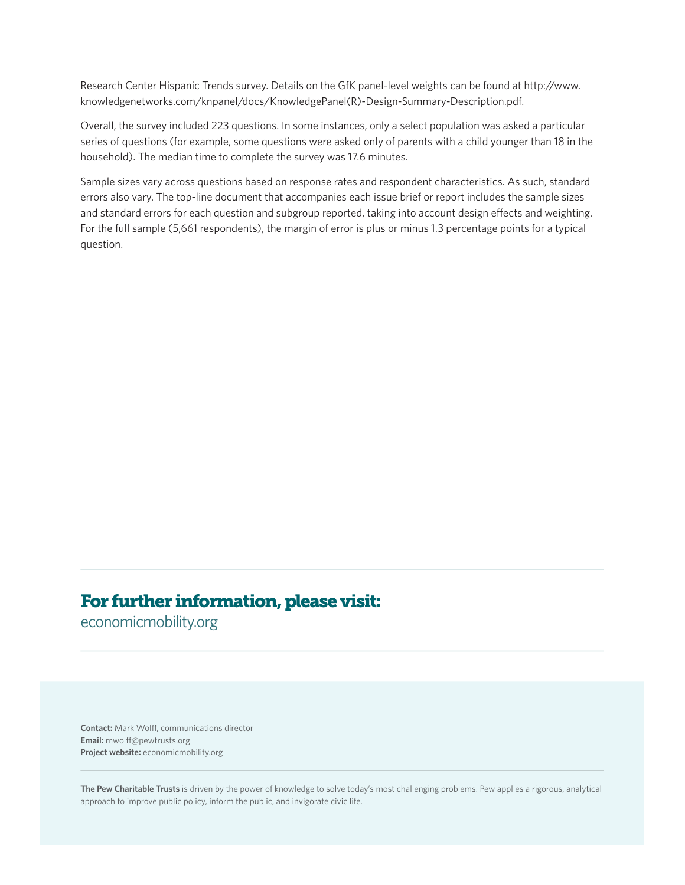Research Center Hispanic Trends survey. Details on the GfK panel-level weights can be found at http://www.knowledgenetworks.com/knpanel/docs/KnowledgePanel(R)-Design-Summary-Description.pdf.

Overall, the survey included 223 questions. In some instances, only a select population was asked a particular series of questions (for example, some questions were asked only of parents with a child younger than 18 in the household). The median time to complete the survey was 17.6 minutes.

Sample sizes vary across questions based on response rates and respondent characteristics. As such, standard errors also vary. The top-line document that accompanies each issue brief or report includes the sample sizes and standard errors for each question and subgroup reported, taking into account design effects and weighting. For the full sample (5,661 respondents), the margin of error is plus or minus 1.3 percentage points for a typical question.

## For further information, please visit:

economicmobility.org

**Contact:** Mark Wolff, communications director
**Email:** mwolff@pewtrusts.org
**Project website:** economicmobility.org

**The Pew Charitable Trusts** is driven by the power of knowledge to solve today's most challenging problems. Pew applies a rigorous, analytical approach to improve public policy, inform the public, and invigorate civic life.